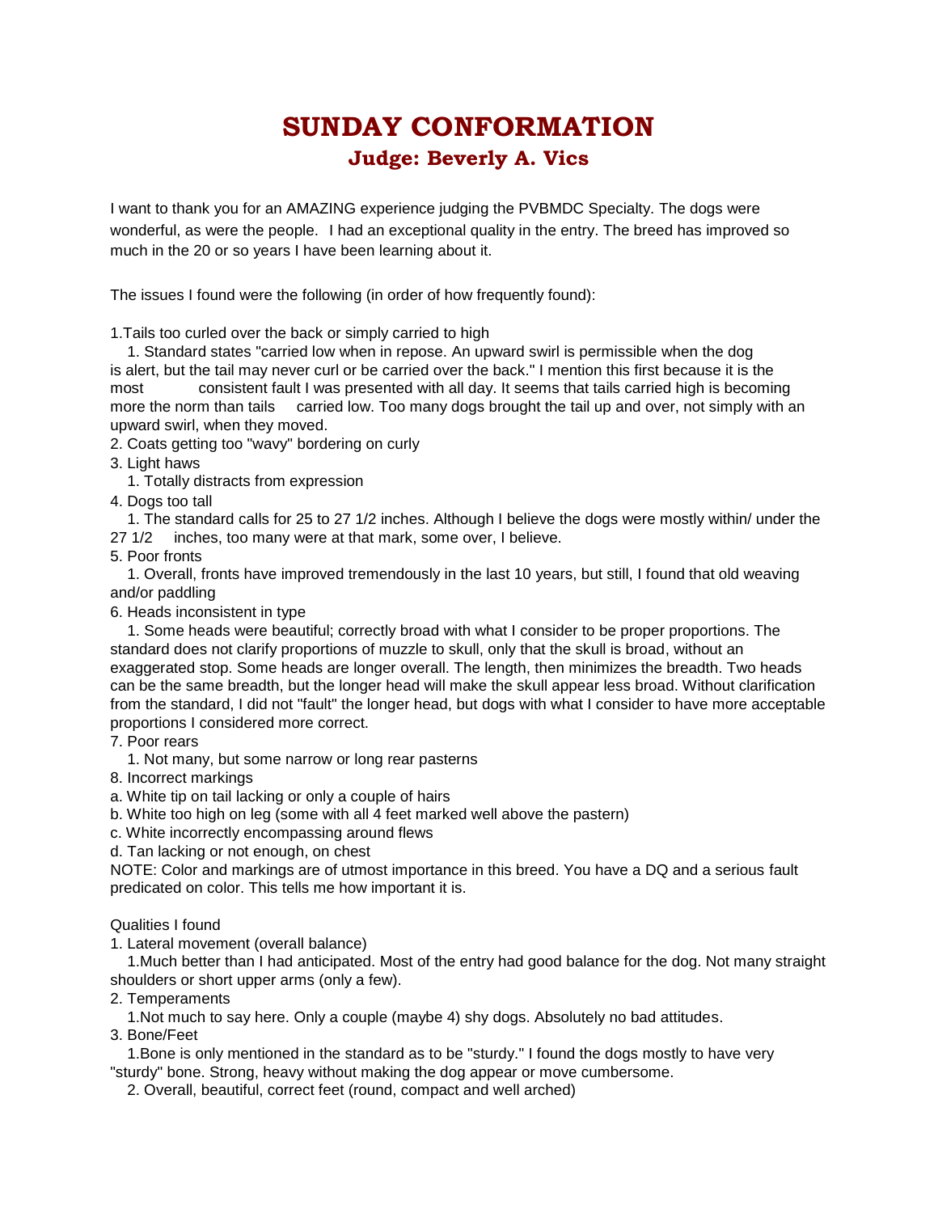# SUNDAY CONFORMATION

## Judge: Beverly A. Vics

I want to thank you for an AMAZING experience judging the PVBMDC Specialty. The dogs were wonderful, as were the people. I had an exceptional quality in the entry. The breed has improved so much in the 20 or so years I have been learning about it.

The issues I found were the following (in order of how frequently found):

1. Tails too curled over the back or simply carried to high
   1. Standard states "carried low when in repose. An upward swirl is permissible when the dog is alert, but the tail may never curl or be carried over the back." I mention this first because it is the most consistent fault I was presented with all day. It seems that tails carried high is becoming more the norm than tails carried low. Too many dogs brought the tail up and over, not simply with an upward swirl, when they moved.
2. Coats getting too "wavy" bordering on curly
3. Light haws
   1. Totally distracts from expression
4. Dogs too tall
   1. The standard calls for 25 to 27 1/2 inches. Although I believe the dogs were mostly within/ under the 27 1/2 inches, too many were at that mark, some over, I believe.
5. Poor fronts
   1. Overall, fronts have improved tremendously in the last 10 years, but still, I found that old weaving and/or paddling
6. Heads inconsistent in type
   1. Some heads were beautiful; correctly broad with what I consider to be proper proportions. The standard does not clarify proportions of muzzle to skull, only that the skull is broad, without an exaggerated stop. Some heads are longer overall. The length, then minimizes the breadth. Two heads can be the same breadth, but the longer head will make the skull appear less broad. Without clarification from the standard, I did not "fault" the longer head, but dogs with what I consider to have more acceptable proportions I considered more correct.
7. Poor rears
   1. Not many, but some narrow or long rear pasterns
8. Incorrect markings

a. White tip on tail lacking or only a couple of hairs
b. White too high on leg (some with all 4 feet marked well above the pastern)
c. White incorrectly encompassing around flews
d. Tan lacking or not enough, on chest

NOTE: Color and markings are of utmost importance in this breed. You have a DQ and a serious fault predicated on color. This tells me how important it is.

Qualities I found

1. Lateral movement (overall balance)
   1. Much better than I had anticipated. Most of the entry had good balance for the dog. Not many straight shoulders or short upper arms (only a few).
2. Temperaments
   1. Not much to say here. Only a couple (maybe 4) shy dogs. Absolutely no bad attitudes.
3. Bone/Feet
   1. Bone is only mentioned in the standard as to be "sturdy." I found the dogs mostly to have very "sturdy" bone. Strong, heavy without making the dog appear or move cumbersome.
   2. Overall, beautiful, correct feet (round, compact and well arched)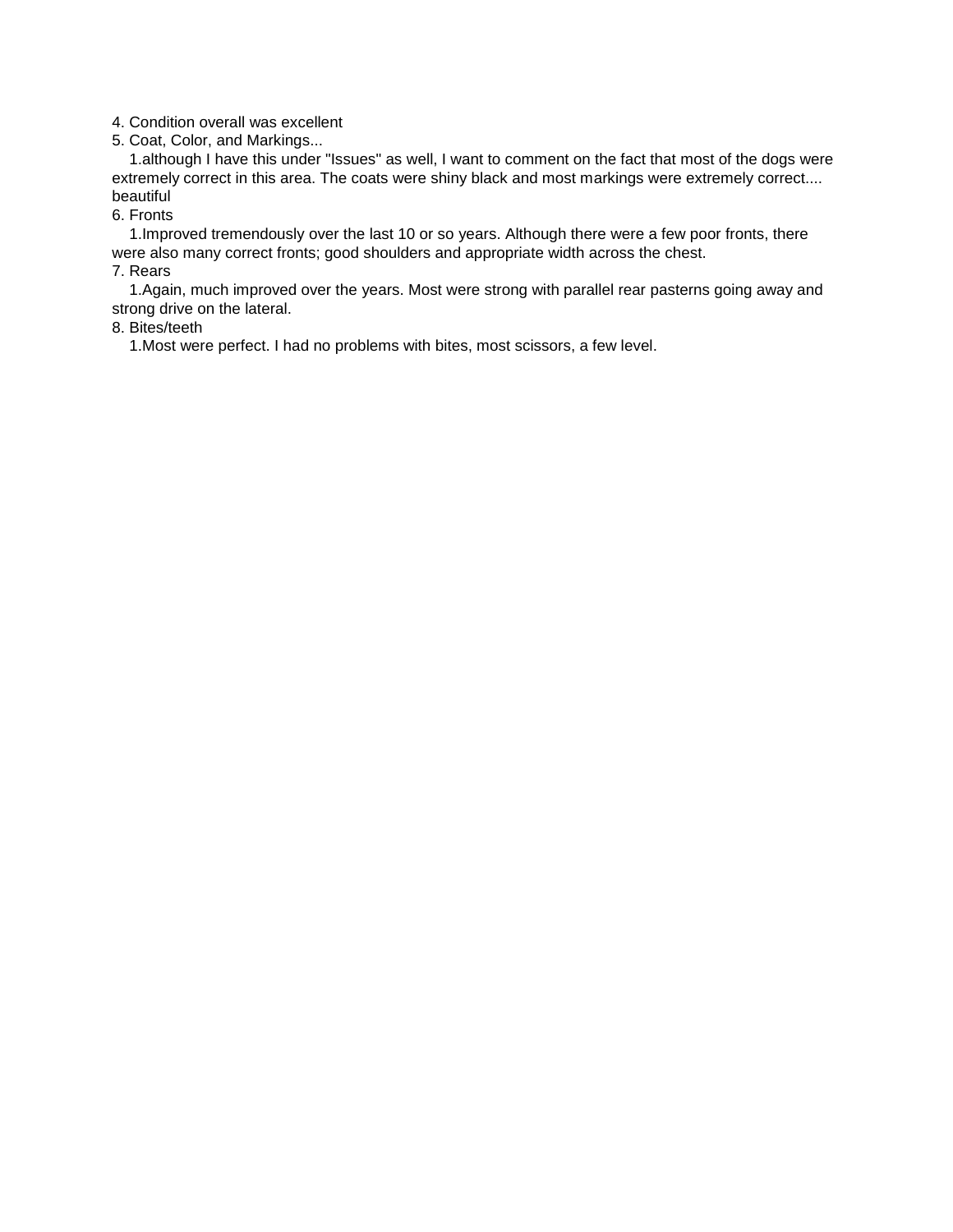4. Condition overall was excellent
5. Coat, Color, and Markings...
    1. although I have this under "Issues" as well, I want to comment on the fact that most of the dogs were extremely correct in this area. The coats were shiny black and most markings were extremely correct.... beautiful
6. Fronts
    1. Improved tremendously over the last 10 or so years. Although there were a few poor fronts, there were also many correct fronts; good shoulders and appropriate width across the chest.
7. Rears
    1. Again, much improved over the years. Most were strong with parallel rear pasterns going away and strong drive on the lateral.
8. Bites/teeth
    1. Most were perfect. I had no problems with bites, most scissors, a few level.